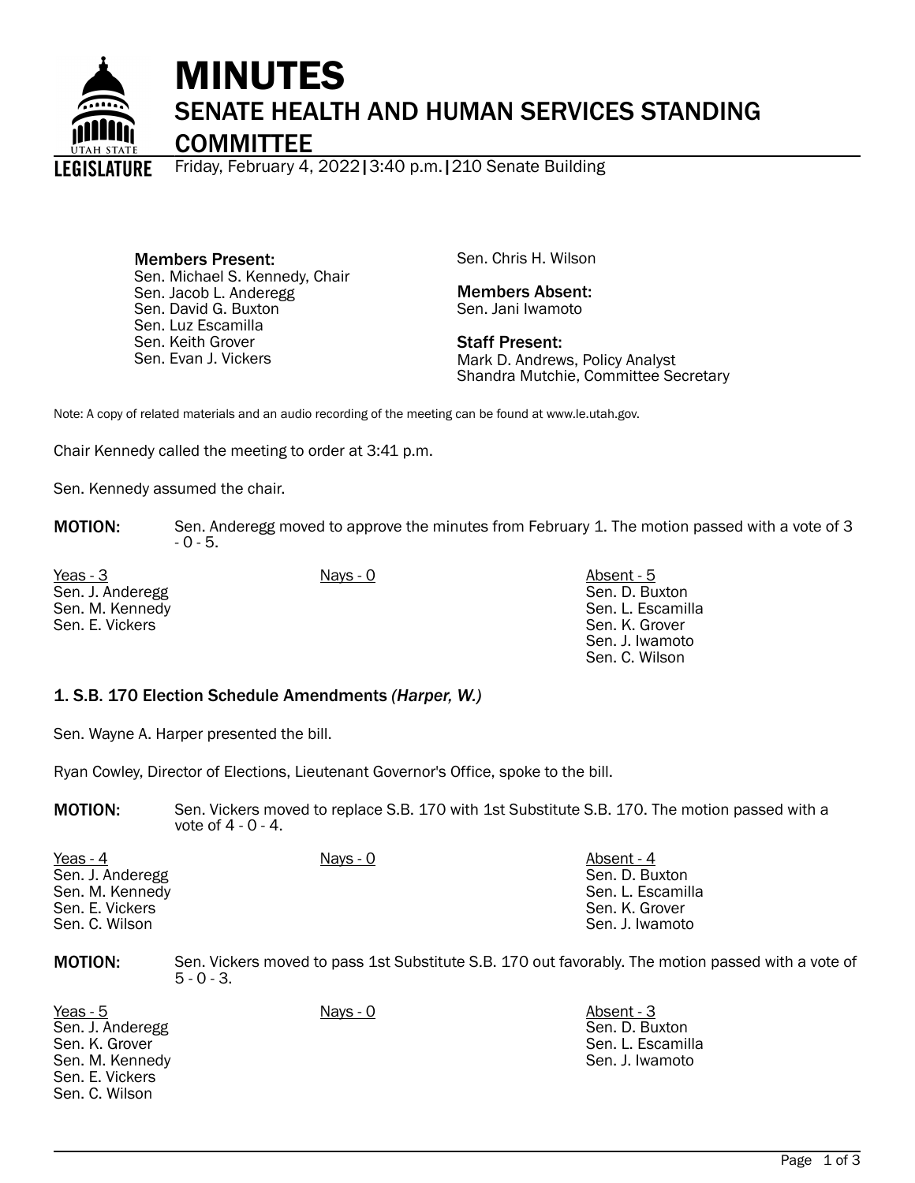# MINUTES

## SENATE HEALTH AND HUMAN SERVICES STANDING COMMITTEE

Friday, February 4, 2022 | 3:40 p.m. | 210 Senate Building

**Members Present:**
Sen. Michael S. Kennedy, Chair
Sen. Jacob L. Anderegg
Sen. David G. Buxton
Sen. Luz Escamilla
Sen. Keith Grover
Sen. Evan J. Vickers
Sen. Chris H. Wilson

**Members Absent:**
Sen. Jani Iwamoto

**Staff Present:**
Mark D. Andrews, Policy Analyst
Shandra Mutchie, Committee Secretary

Note: A copy of related materials and an audio recording of the meeting can be found at www.le.utah.gov.

Chair Kennedy called the meeting to order at 3:41 p.m.

Sen. Kennedy assumed the chair.

**MOTION:** Sen. Anderegg moved to approve the minutes from February 1. The motion passed with a vote of 3 - 0 - 5.

| Yeas - 3 | Nays - 0 | Absent - 5 |
|---|---|---|
| Sen. J. Anderegg | | Sen. D. Buxton |
| Sen. M. Kennedy | | Sen. L. Escamilla |
| Sen. E. Vickers | | Sen. K. Grover |
| | | Sen. J. Iwamoto |
| | | Sen. C. Wilson |

### 1. S.B. 170 Election Schedule Amendments *(Harper, W.)*

Sen. Wayne A. Harper presented the bill.

Ryan Cowley, Director of Elections, Lieutenant Governor's Office, spoke to the bill.

**MOTION:** Sen. Vickers moved to replace S.B. 170 with 1st Substitute S.B. 170. The motion passed with a vote of 4 - 0 - 4.

| Yeas - 4 | Nays - 0 | Absent - 4 |
|---|---|---|
| Sen. J. Anderegg | | Sen. D. Buxton |
| Sen. M. Kennedy | | Sen. L. Escamilla |
| Sen. E. Vickers | | Sen. K. Grover |
| Sen. C. Wilson | | Sen. J. Iwamoto |

**MOTION:** Sen. Vickers moved to pass 1st Substitute S.B. 170 out favorably. The motion passed with a vote of 5 - 0 - 3.

| Yeas - 5 | Nays - 0 | Absent - 3 |
|---|---|---|
| Sen. J. Anderegg | | Sen. D. Buxton |
| Sen. K. Grover | | Sen. L. Escamilla |
| Sen. M. Kennedy | | Sen. J. Iwamoto |
| Sen. E. Vickers | | |
| Sen. C. Wilson | | |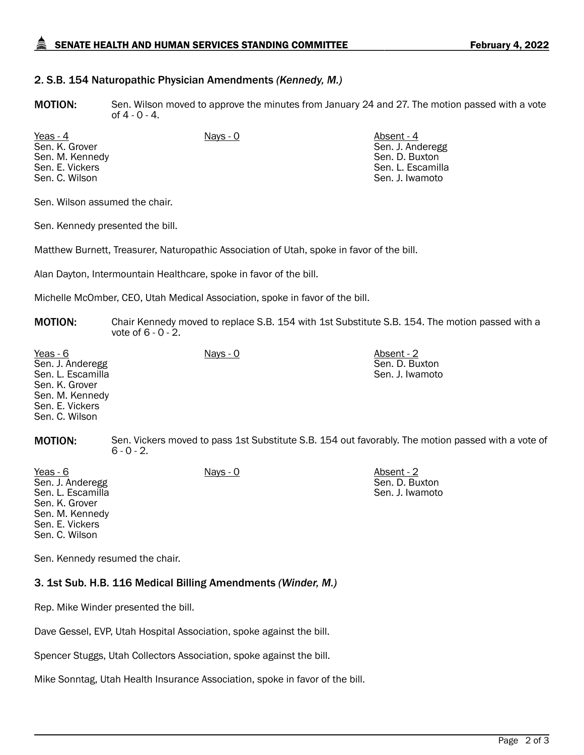### 2. S.B. 154 Naturopathic Physician Amendments *(Kennedy, M.)*

**MOTION:** Sen. Wilson moved to approve the minutes from January 24 and 27. The motion passed with a vote of 4 - 0 - 4.

| Yeas - 4 | Nays - 0 | Absent - 4 |
|---|---|---|
| Sen. K. Grover | | Sen. J. Anderegg |
| Sen. M. Kennedy | | Sen. D. Buxton |
| Sen. E. Vickers | | Sen. L. Escamilla |
| Sen. C. Wilson | | Sen. J. Iwamoto |

Sen. Wilson assumed the chair.

Sen. Kennedy presented the bill.

Matthew Burnett, Treasurer, Naturopathic Association of Utah, spoke in favor of the bill.

Alan Dayton, Intermountain Healthcare, spoke in favor of the bill.

Michelle McOmber, CEO, Utah Medical Association, spoke in favor of the bill.

**MOTION:** Chair Kennedy moved to replace S.B. 154 with 1st Substitute S.B. 154. The motion passed with a vote of 6 - 0 - 2.

| Yeas - 6 | Nays - 0 | Absent - 2 |
|---|---|---|
| Sen. J. Anderegg | | Sen. D. Buxton |
| Sen. L. Escamilla | | Sen. J. Iwamoto |
| Sen. K. Grover | | |
| Sen. M. Kennedy | | |
| Sen. E. Vickers | | |
| Sen. C. Wilson | | |

**MOTION:** Sen. Vickers moved to pass 1st Substitute S.B. 154 out favorably. The motion passed with a vote of 6 - 0 - 2.

| Yeas - 6 | Nays - 0 | Absent - 2 |
|---|---|---|
| Sen. J. Anderegg | | Sen. D. Buxton |
| Sen. L. Escamilla | | Sen. J. Iwamoto |
| Sen. K. Grover | | |
| Sen. M. Kennedy | | |
| Sen. E. Vickers | | |
| Sen. C. Wilson | | |

Sen. Kennedy resumed the chair.

### 3. 1st Sub. H.B. 116 Medical Billing Amendments *(Winder, M.)*

Rep. Mike Winder presented the bill.

Dave Gessel, EVP, Utah Hospital Association, spoke against the bill.

Spencer Stuggs, Utah Collectors Association, spoke against the bill.

Mike Sonntag, Utah Health Insurance Association, spoke in favor of the bill.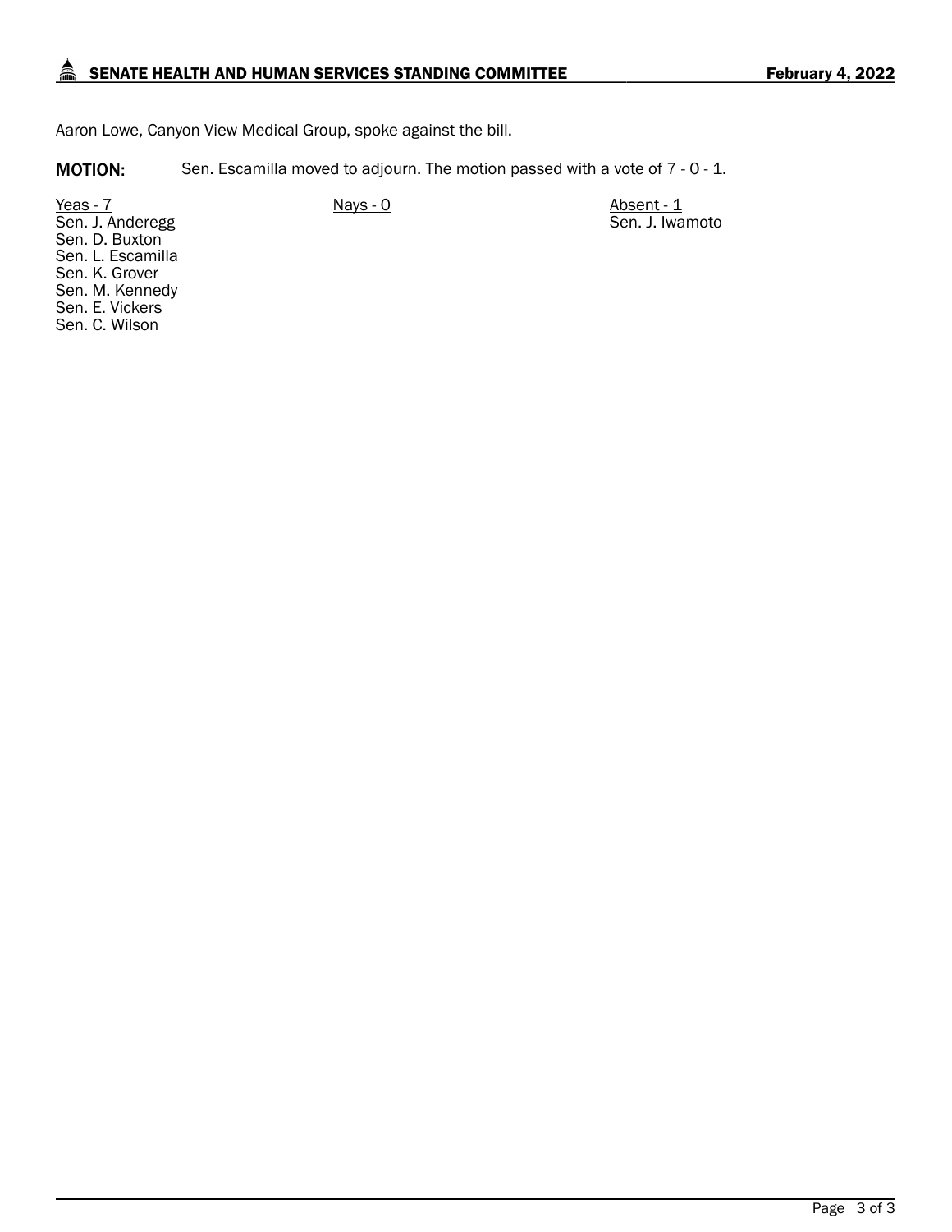Aaron Lowe, Canyon View Medical Group, spoke against the bill.

**MOTION:** Sen. Escamilla moved to adjourn. The motion passed with a vote of 7 - 0 - 1.

| Yeas - 7 | Nays - 0 | Absent - 1 |
| --- | --- | --- |
| Sen. J. Anderegg | | Sen. J. Iwamoto |
| Sen. D. Buxton | | |
| Sen. L. Escamilla | | |
| Sen. K. Grover | | |
| Sen. M. Kennedy | | |
| Sen. E. Vickers | | |
| Sen. C. Wilson | | |